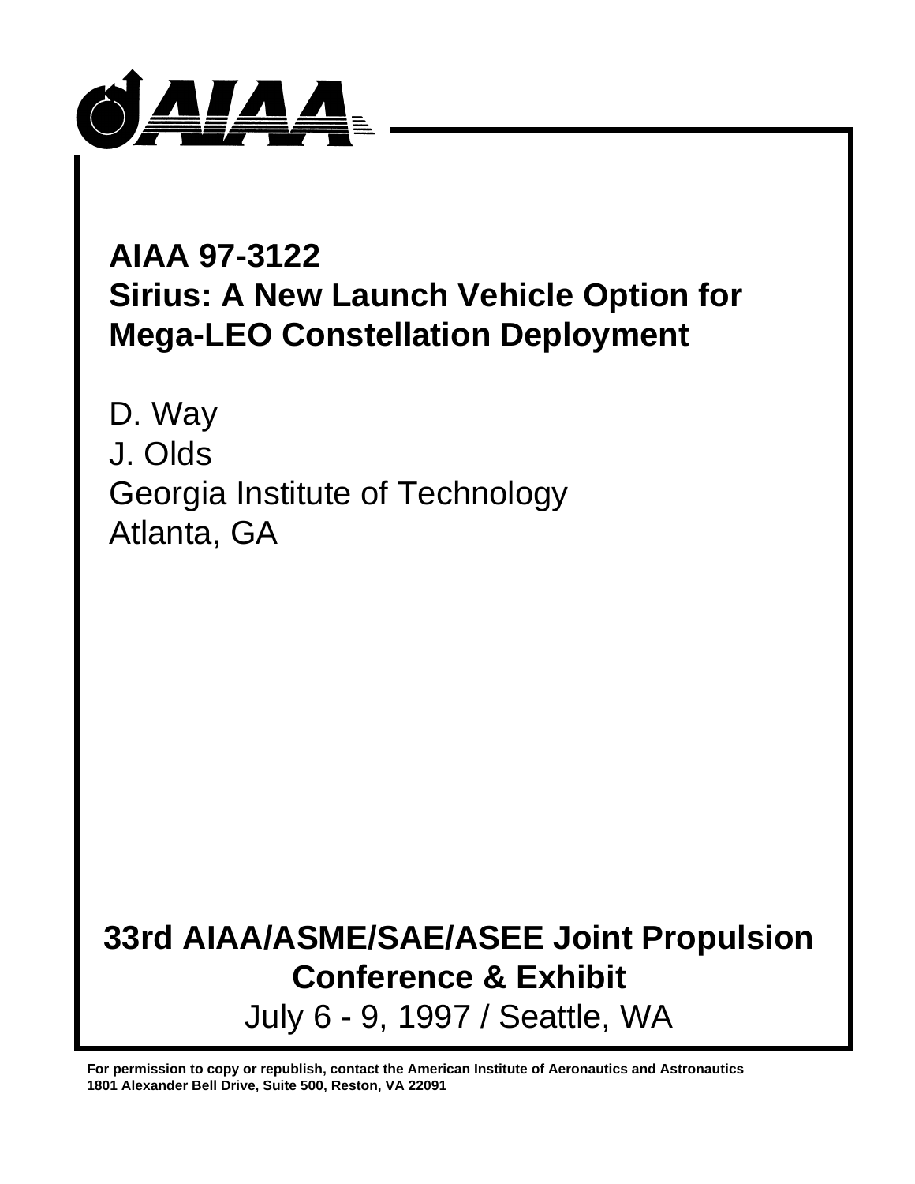# AIAA 97-3122
# Sirius: A New Launch Vehicle Option for Mega-LEO Constellation Deployment

D. Way
J. Olds
Georgia Institute of Technology
Atlanta, GA

**33rd AIAA/ASME/SAE/ASEE Joint Propulsion Conference & Exhibit**
July 6 - 9, 1997 / Seattle, WA

**For permission to copy or republish, contact the American Institute of Aeronautics and Astronautics 1801 Alexander Bell Drive, Suite 500, Reston, VA 22091**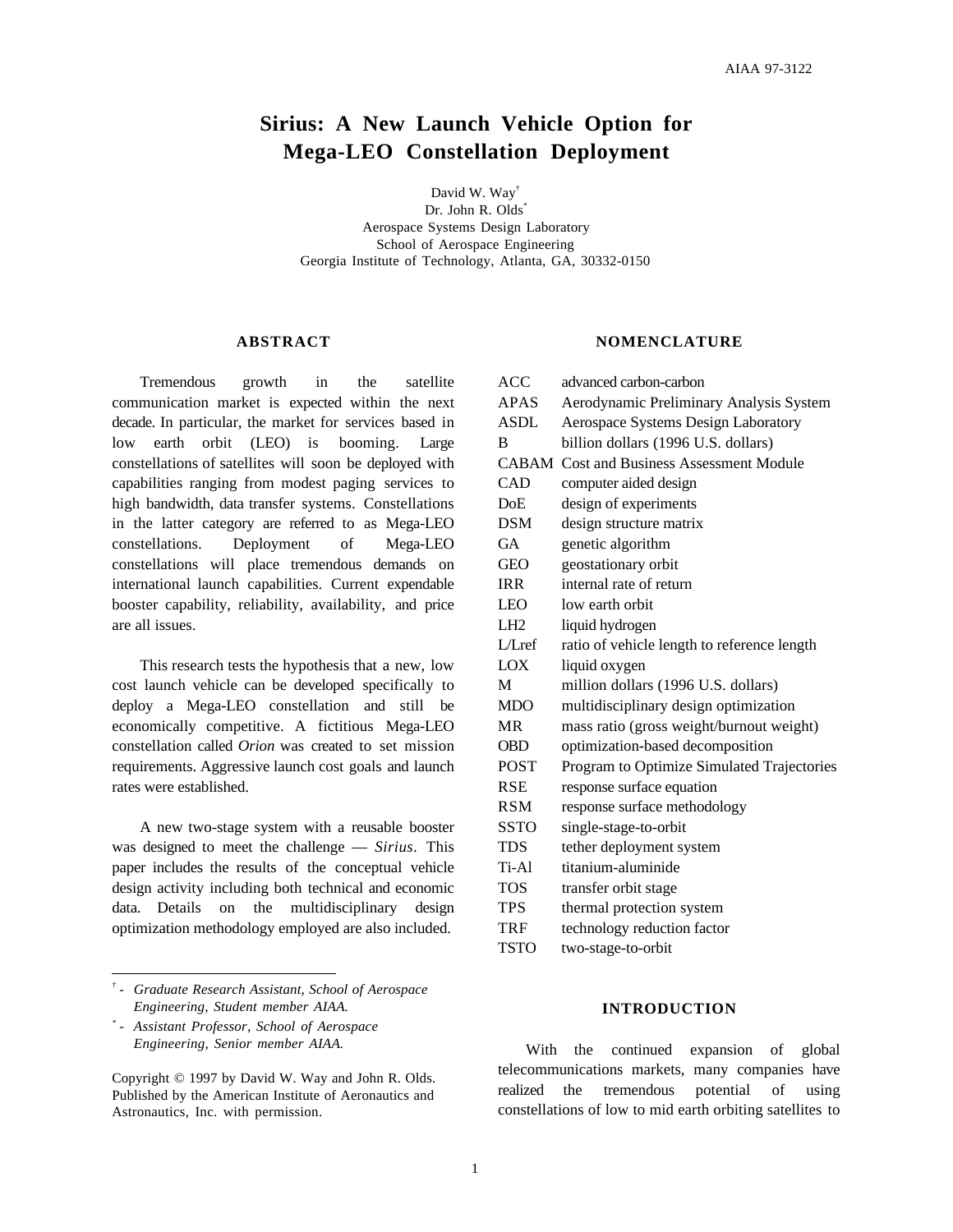# Sirius: A New Launch Vehicle Option for Mega-LEO Constellation Deployment

David W. Way[†]
Dr. John R. Olds[*]
Aerospace Systems Design Laboratory
School of Aerospace Engineering
Georgia Institute of Technology, Atlanta, GA, 30332-0150

## ABSTRACT

Tremendous growth in the satellite communication market is expected within the next decade. In particular, the market for services based in low earth orbit (LEO) is booming. Large constellations of satellites will soon be deployed with capabilities ranging from modest paging services to high bandwidth, data transfer systems. Constellations in the latter category are referred to as Mega-LEO constellations. Deployment of Mega-LEO constellations will place tremendous demands on international launch capabilities. Current expendable booster capability, reliability, availability, and price are all issues.

This research tests the hypothesis that a new, low cost launch vehicle can be developed specifically to deploy a Mega-LEO constellation and still be economically competitive. A fictitious Mega-LEO constellation called *Orion* was created to set mission requirements. Aggressive launch cost goals and launch rates were established.

A new two-stage system with a reusable booster was designed to meet the challenge — *Sirius*. This paper includes the results of the conceptual vehicle design activity including both technical and economic data. Details on the multidisciplinary design optimization methodology employed are also included.

[†] - *Graduate Research Assistant, School of Aerospace Engineering, Student member AIAA.*

[*] - *Assistant Professor, School of Aerospace Engineering, Senior member AIAA.*

Copyright © 1997 by David W. Way and John R. Olds. Published by the American Institute of Aeronautics and Astronautics, Inc. with permission.

## NOMENCLATURE

| | |
|---|---|
| ACC | advanced carbon-carbon |
| APAS | Aerodynamic Preliminary Analysis System |
| ASDL | Aerospace Systems Design Laboratory |
| B | billion dollars (1996 U.S. dollars) |
| CABAM | Cost and Business Assessment Module |
| CAD | computer aided design |
| DoE | design of experiments |
| DSM | design structure matrix |
| GA | genetic algorithm |
| GEO | geostationary orbit |
| IRR | internal rate of return |
| LEO | low earth orbit |
| LH2 | liquid hydrogen |
| L/Lref | ratio of vehicle length to reference length |
| LOX | liquid oxygen |
| M | million dollars (1996 U.S. dollars) |
| MDO | multidisciplinary design optimization |
| MR | mass ratio (gross weight/burnout weight) |
| OBD | optimization-based decomposition |
| POST | Program to Optimize Simulated Trajectories |
| RSE | response surface equation |
| RSM | response surface methodology |
| SSTO | single-stage-to-orbit |
| TDS | tether deployment system |
| Ti-Al | titanium-aluminide |
| TOS | transfer orbit stage |
| TPS | thermal protection system |
| TRF | technology reduction factor |
| TSTO | two-stage-to-orbit |

## INTRODUCTION

With the continued expansion of global telecommunications markets, many companies have realized the tremendous potential of using constellations of low to mid earth orbiting satellites to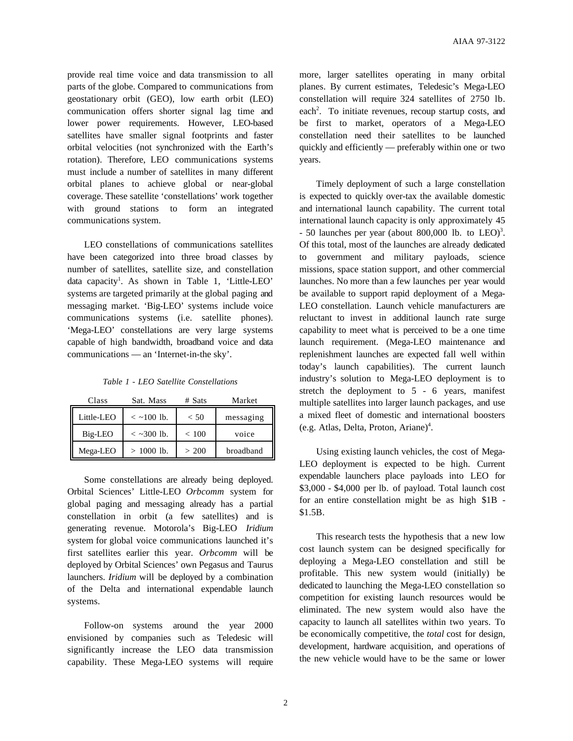provide real time voice and data transmission to all parts of the globe. Compared to communications from geostationary orbit (GEO), low earth orbit (LEO) communication offers shorter signal lag time and lower power requirements. However, LEO-based satellites have smaller signal footprints and faster orbital velocities (not synchronized with the Earth's rotation). Therefore, LEO communications systems must include a number of satellites in many different orbital planes to achieve global or near-global coverage. These satellite 'constellations' work together with ground stations to form an integrated communications system.

LEO constellations of communications satellites have been categorized into three broad classes by number of satellites, satellite size, and constellation data capacity[1]. As shown in Table 1, 'Little-LEO' systems are targeted primarily at the global paging and messaging market. 'Big-LEO' systems include voice communications systems (i.e. satellite phones). 'Mega-LEO' constellations are very large systems capable of high bandwidth, broadband voice and data communications — an 'Internet-in-the sky'.

*Table 1 - LEO Satellite Constellations*

| Class | Sat. Mass | # Sats | Market |
|---|---|---|---|
| Little-LEO | < ~100 lb. | < 50 | messaging |
| Big-LEO | < ~300 lb. | < 100 | voice |
| Mega-LEO | > 1000 lb. | > 200 | broadband |

Some constellations are already being deployed. Orbital Sciences' Little-LEO *Orbcomm* system for global paging and messaging already has a partial constellation in orbit (a few satellites) and is generating revenue. Motorola's Big-LEO *Iridium* system for global voice communications launched it's first satellites earlier this year. *Orbcomm* will be deployed by Orbital Sciences' own Pegasus and Taurus launchers. *Iridium* will be deployed by a combination of the Delta and international expendable launch systems.

Follow-on systems around the year 2000 envisioned by companies such as Teledesic will significantly increase the LEO data transmission capability. These Mega-LEO systems will require more, larger satellites operating in many orbital planes. By current estimates, Teledesic's Mega-LEO constellation will require 324 satellites of 2750 lb. each[2]. To initiate revenues, recoup startup costs, and be first to market, operators of a Mega-LEO constellation need their satellites to be launched quickly and efficiently — preferably within one or two years.

Timely deployment of such a large constellation is expected to quickly over-tax the available domestic and international launch capability. The current total international launch capacity is only approximately 45 - 50 launches per year (about 800,000 lb. to LEO)[3]. Of this total, most of the launches are already dedicated to government and military payloads, science missions, space station support, and other commercial launches. No more than a few launches per year would be available to support rapid deployment of a Mega-LEO constellation. Launch vehicle manufacturers are reluctant to invest in additional launch rate surge capability to meet what is perceived to be a one time launch requirement. (Mega-LEO maintenance and replenishment launches are expected fall well within today's launch capabilities). The current launch industry's solution to Mega-LEO deployment is to stretch the deployment to 5 - 6 years, manifest multiple satellites into larger launch packages, and use a mixed fleet of domestic and international boosters (e.g. Atlas, Delta, Proton, Ariane)[4].

Using existing launch vehicles, the cost of Mega-LEO deployment is expected to be high. Current expendable launchers place payloads into LEO for \$3,000 - \$4,000 per lb. of payload. Total launch cost for an entire constellation might be as high \$1B - \$1.5B.

This research tests the hypothesis that a new low cost launch system can be designed specifically for deploying a Mega-LEO constellation and still be profitable. This new system would (initially) be dedicated to launching the Mega-LEO constellation so competition for existing launch resources would be eliminated. The new system would also have the capacity to launch all satellites within two years. To be economically competitive, the *total* cost for design, development, hardware acquisition, and operations of the new vehicle would have to be the same or lower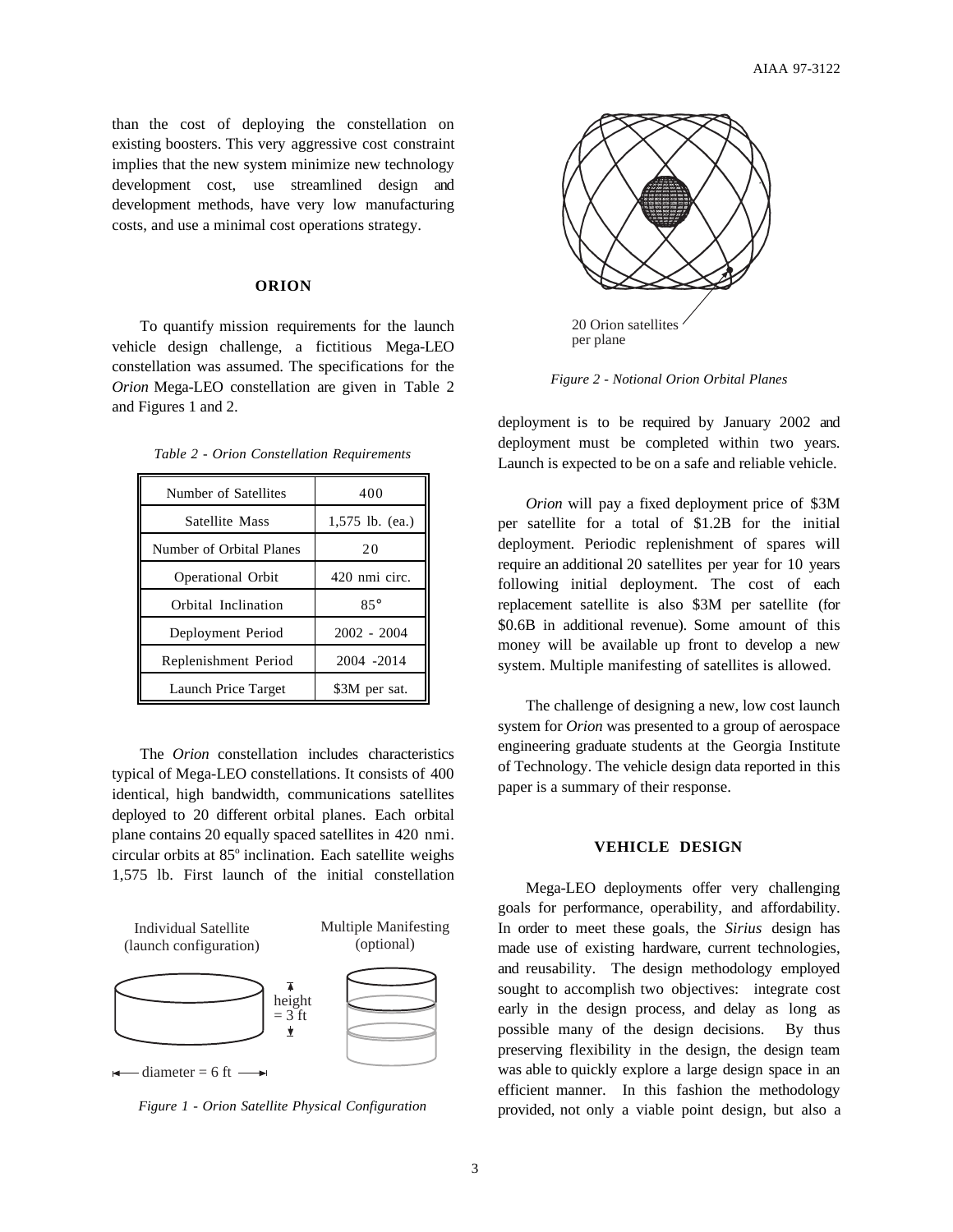than the cost of deploying the constellation on existing boosters. This very aggressive cost constraint implies that the new system minimize new technology development cost, use streamlined design and development methods, have very low manufacturing costs, and use a minimal cost operations strategy.

## ORION

To quantify mission requirements for the launch vehicle design challenge, a fictitious Mega-LEO constellation was assumed. The specifications for the *Orion* Mega-LEO constellation are given in Table 2 and Figures 1 and 2.

*Table 2 - Orion Constellation Requirements*

| Parameter | Value |
|---|---|
| Number of Satellites | 400 |
| Satellite Mass | 1,575 lb. (ea.) |
| Number of Orbital Planes | 20 |
| Operational Orbit | 420 nmi circ. |
| Orbital Inclination | 85° |
| Deployment Period | 2002 - 2004 |
| Replenishment Period | 2004 -2014 |
| Launch Price Target | $3M per sat. |

The *Orion* constellation includes characteristics typical of Mega-LEO constellations. It consists of 400 identical, high bandwidth, communications satellites deployed to 20 different orbital planes. Each orbital plane contains 20 equally spaced satellites in 420 nmi. circular orbits at 85° inclination. Each satellite weighs 1,575 lb. First launch of the initial constellation deployment is to be required by January 2002 and deployment must be completed within two years. Launch is expected to be on a safe and reliable vehicle.

*Figure 1 - Orion Satellite Physical Configuration*

*Figure 2 - Notional Orion Orbital Planes*

*Orion* will pay a fixed deployment price of $3M per satellite for a total of $1.2B for the initial deployment. Periodic replenishment of spares will require an additional 20 satellites per year for 10 years following initial deployment. The cost of each replacement satellite is also $3M per satellite (for $0.6B in additional revenue). Some amount of this money will be available up front to develop a new system. Multiple manifesting of satellites is allowed.

The challenge of designing a new, low cost launch system for *Orion* was presented to a group of aerospace engineering graduate students at the Georgia Institute of Technology. The vehicle design data reported in this paper is a summary of their response.

## VEHICLE DESIGN

Mega-LEO deployments offer very challenging goals for performance, operability, and affordability. In order to meet these goals, the *Sirius* design has made use of existing hardware, current technologies, and reusability. The design methodology employed sought to accomplish two objectives: integrate cost early in the design process, and delay as long as possible many of the design decisions. By thus preserving flexibility in the design, the design team was able to quickly explore a large design space in an efficient manner. In this fashion the methodology provided, not only a viable point design, but also a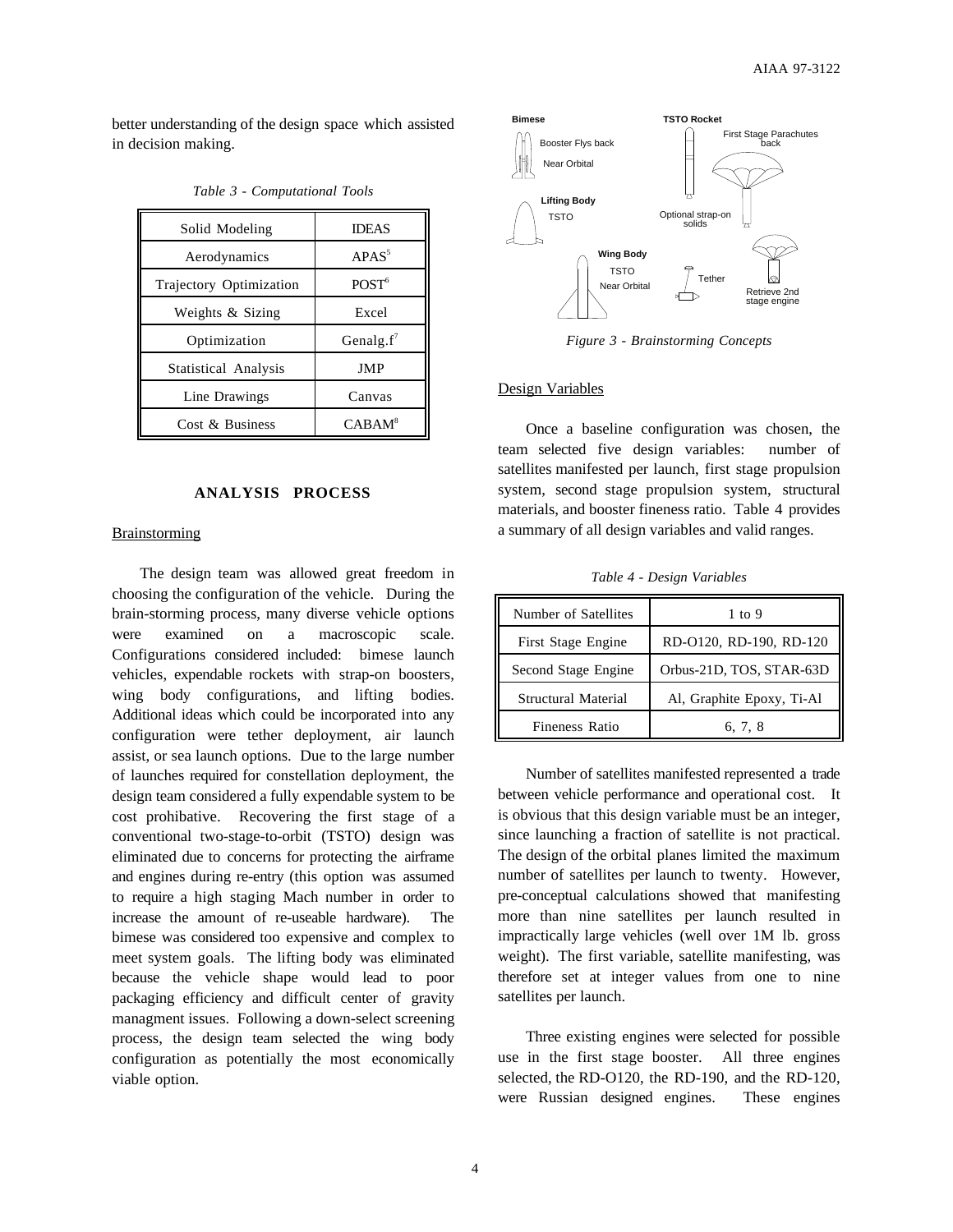better understanding of the design space which assisted in decision making.

*Table 3 - Computational Tools*

| Solid Modeling | IDEAS |
|---|---|
| Aerodynamics | APAS[5] |
| Trajectory Optimization | POST[6] |
| Weights & Sizing | Excel |
| Optimization | Genalg.f[7] |
| Statistical Analysis | JMP |
| Line Drawings | Canvas |
| Cost & Business | CABAM[8] |

## ANALYSIS PROCESS

### Brainstorming

The design team was allowed great freedom in choosing the configuration of the vehicle. During the brain-storming process, many diverse vehicle options were examined on a macroscopic scale. Configurations considered included: bimese launch vehicles, expendable rockets with strap-on boosters, wing body configurations, and lifting bodies. Additional ideas which could be incorporated into any configuration were tether deployment, air launch assist, or sea launch options. Due to the large number of launches required for constellation deployment, the design team considered a fully expendable system to be cost prohibitative. Recovering the first stage of a conventional two-stage-to-orbit (TSTO) design was eliminated due to concerns for protecting the airframe and engines during re-entry (this option was assumed to require a high staging Mach number in order to increase the amount of re-useable hardware). The bimese was considered too expensive and complex to meet system goals. The lifting body was eliminated because the vehicle shape would lead to poor packaging efficiency and difficult center of gravity managment issues. Following a down-select screening process, the design team selected the wing body configuration as potentially the most economically viable option.

*Figure 3 - Brainstorming Concepts*

### Design Variables

Once a baseline configuration was chosen, the team selected five design variables: number of satellites manifested per launch, first stage propulsion system, second stage propulsion system, structural materials, and booster fineness ratio. Table 4 provides a summary of all design variables and valid ranges.

*Table 4 - Design Variables*

| Number of Satellites | 1 to 9 |
|---|---|
| First Stage Engine | RD-O120, RD-190, RD-120 |
| Second Stage Engine | Orbus-21D, TOS, STAR-63D |
| Structural Material | Al, Graphite Epoxy, Ti-Al |
| Fineness Ratio | 6, 7, 8 |

Number of satellites manifested represented a trade between vehicle performance and operational cost. It is obvious that this design variable must be an integer, since launching a fraction of satellite is not practical. The design of the orbital planes limited the maximum number of satellites per launch to twenty. However, pre-conceptual calculations showed that manifesting more than nine satellites per launch resulted in impractically large vehicles (well over 1M lb. gross weight). The first variable, satellite manifesting, was therefore set at integer values from one to nine satellites per launch.

Three existing engines were selected for possible use in the first stage booster. All three engines selected, the RD-O120, the RD-190, and the RD-120, were Russian designed engines. These engines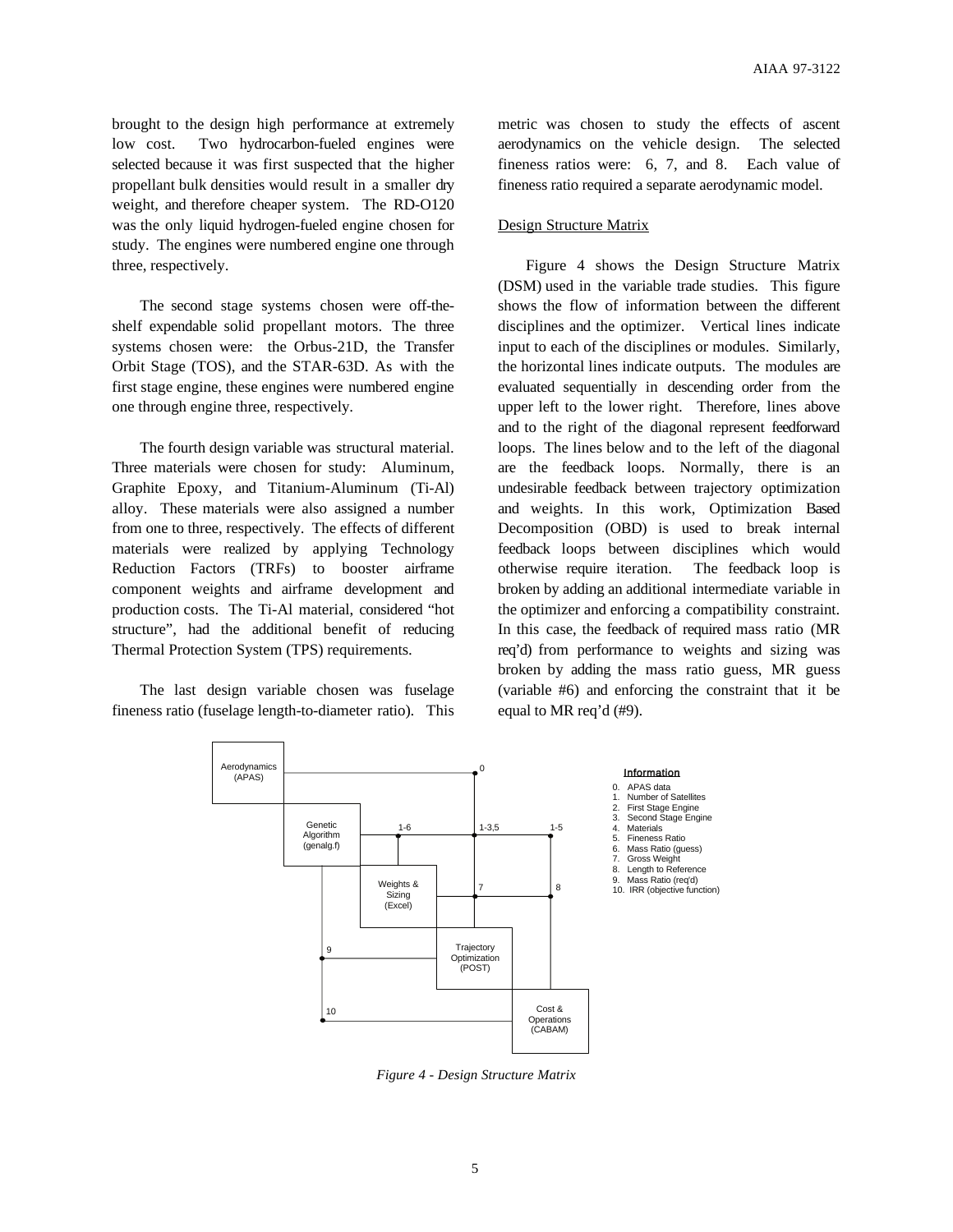brought to the design high performance at extremely low cost. Two hydrocarbon-fueled engines were selected because it was first suspected that the higher propellant bulk densities would result in a smaller dry weight, and therefore cheaper system. The RD-O120 was the only liquid hydrogen-fueled engine chosen for study. The engines were numbered engine one through three, respectively.

The second stage systems chosen were off-the-shelf expendable solid propellant motors. The three systems chosen were: the Orbus-21D, the Transfer Orbit Stage (TOS), and the STAR-63D. As with the first stage engine, these engines were numbered engine one through engine three, respectively.

The fourth design variable was structural material. Three materials were chosen for study: Aluminum, Graphite Epoxy, and Titanium-Aluminum (Ti-Al) alloy. These materials were also assigned a number from one to three, respectively. The effects of different materials were realized by applying Technology Reduction Factors (TRFs) to booster airframe component weights and airframe development and production costs. The Ti-Al material, considered "hot structure", had the additional benefit of reducing Thermal Protection System (TPS) requirements.

The last design variable chosen was fuselage fineness ratio (fuselage length-to-diameter ratio). This metric was chosen to study the effects of ascent aerodynamics on the vehicle design. The selected fineness ratios were: 6, 7, and 8. Each value of fineness ratio required a separate aerodynamic model.

## Design Structure Matrix

Figure 4 shows the Design Structure Matrix (DSM) used in the variable trade studies. This figure shows the flow of information between the different disciplines and the optimizer. Vertical lines indicate input to each of the disciplines or modules. Similarly, the horizontal lines indicate outputs. The modules are evaluated sequentially in descending order from the upper left to the lower right. Therefore, lines above and to the right of the diagonal represent feedforward loops. The lines below and to the left of the diagonal are the feedback loops. Normally, there is an undesirable feedback between trajectory optimization and weights. In this work, Optimization Based Decomposition (OBD) is used to break internal feedback loops between disciplines which would otherwise require iteration. The feedback loop is broken by adding an additional intermediate variable in the optimizer and enforcing a compatibility constraint. In this case, the feedback of required mass ratio (MR req'd) from performance to weights and sizing was broken by adding the mass ratio guess, MR guess (variable #6) and enforcing the constraint that it be equal to MR req'd (#9).

Aerodynamics (APAS) | Genetic Algorithm (genalg.f) | Weights & Sizing (Excel) | Trajectory Optimization (POST) | Cost & Operations (CABAM)

**Information**

0. APAS data
1. Number of Satellites
2. First Stage Engine
3. Second Stage Engine
4. Materials
5. Fineness Ratio
6. Mass Ratio (guess)
7. Gross Weight
8. Length to Reference
9. Mass Ratio (req'd)
10. IRR (objective function)

*Figure 4 - Design Structure Matrix*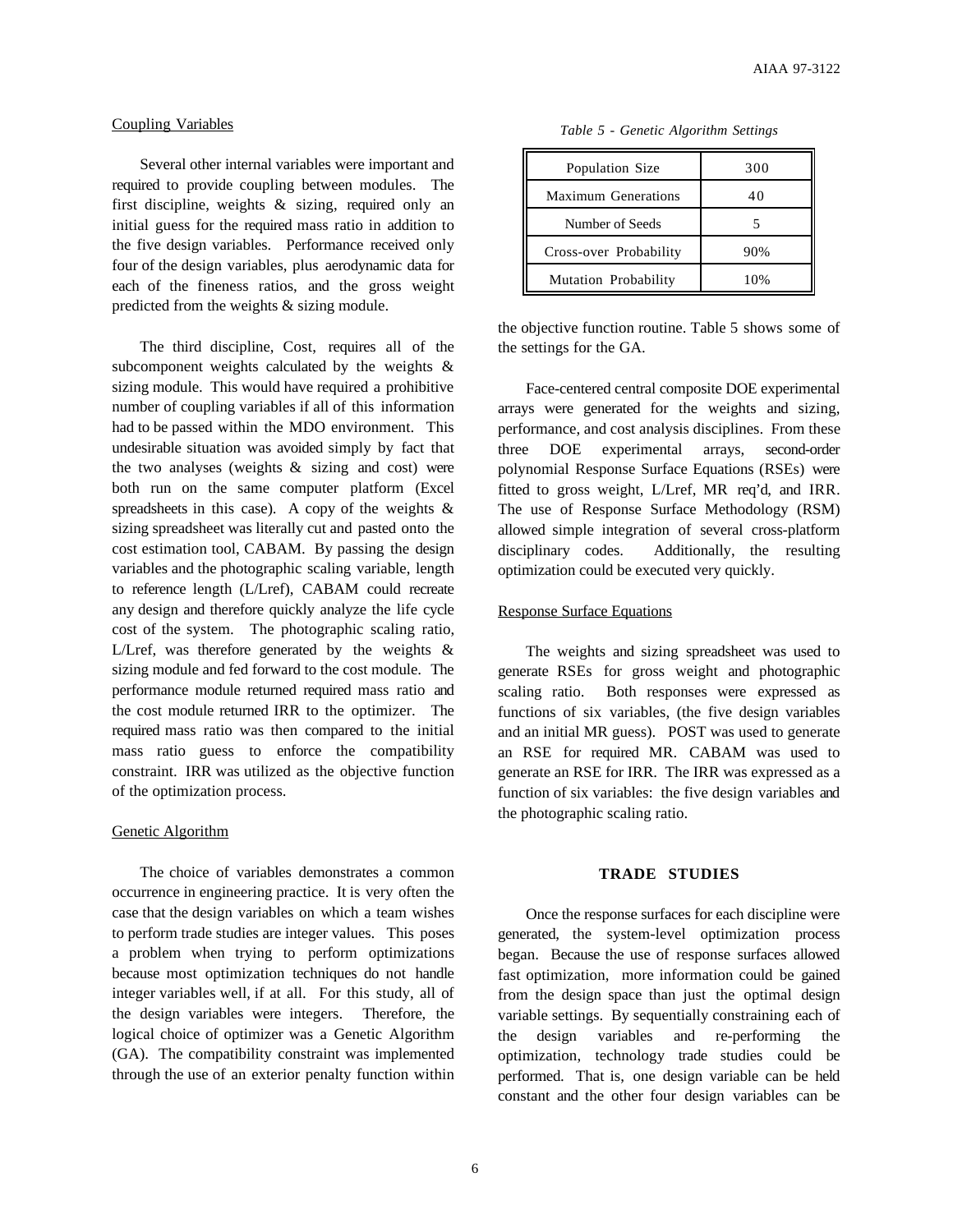### Coupling Variables

Several other internal variables were important and required to provide coupling between modules. The first discipline, weights & sizing, required only an initial guess for the required mass ratio in addition to the five design variables. Performance received only four of the design variables, plus aerodynamic data for each of the fineness ratios, and the gross weight predicted from the weights & sizing module.

The third discipline, Cost, requires all of the subcomponent weights calculated by the weights & sizing module. This would have required a prohibitive number of coupling variables if all of this information had to be passed within the MDO environment. This undesirable situation was avoided simply by fact that the two analyses (weights & sizing and cost) were both run on the same computer platform (Excel spreadsheets in this case). A copy of the weights & sizing spreadsheet was literally cut and pasted onto the cost estimation tool, CABAM. By passing the design variables and the photographic scaling variable, length to reference length (L/Lref), CABAM could recreate any design and therefore quickly analyze the life cycle cost of the system. The photographic scaling ratio, L/Lref, was therefore generated by the weights & sizing module and fed forward to the cost module. The performance module returned required mass ratio and the cost module returned IRR to the optimizer. The required mass ratio was then compared to the initial mass ratio guess to enforce the compatibility constraint. IRR was utilized as the objective function of the optimization process.

### Genetic Algorithm

The choice of variables demonstrates a common occurrence in engineering practice. It is very often the case that the design variables on which a team wishes to perform trade studies are integer values. This poses a problem when trying to perform optimizations because most optimization techniques do not handle integer variables well, if at all. For this study, all of the design variables were integers. Therefore, the logical choice of optimizer was a Genetic Algorithm (GA). The compatibility constraint was implemented through the use of an exterior penalty function within the objective function routine. Table 5 shows some of the settings for the GA.

*Table 5 - Genetic Algorithm Settings*

| | |
|---|---|
| Population Size | 300 |
| Maximum Generations | 40 |
| Number of Seeds | 5 |
| Cross-over Probability | 90% |
| Mutation Probability | 10% |

Face-centered central composite DOE experimental arrays were generated for the weights and sizing, performance, and cost analysis disciplines. From these three DOE experimental arrays, second-order polynomial Response Surface Equations (RSEs) were fitted to gross weight, L/Lref, MR req'd, and IRR. The use of Response Surface Methodology (RSM) allowed simple integration of several cross-platform disciplinary codes. Additionally, the resulting optimization could be executed very quickly.

### Response Surface Equations

The weights and sizing spreadsheet was used to generate RSEs for gross weight and photographic scaling ratio. Both responses were expressed as functions of six variables, (the five design variables and an initial MR guess). POST was used to generate an RSE for required MR. CABAM was used to generate an RSE for IRR. The IRR was expressed as a function of six variables: the five design variables and the photographic scaling ratio.

## TRADE STUDIES

Once the response surfaces for each discipline were generated, the system-level optimization process began. Because the use of response surfaces allowed fast optimization, more information could be gained from the design space than just the optimal design variable settings. By sequentially constraining each of the design variables and re-performing the optimization, technology trade studies could be performed. That is, one design variable can be held constant and the other four design variables can be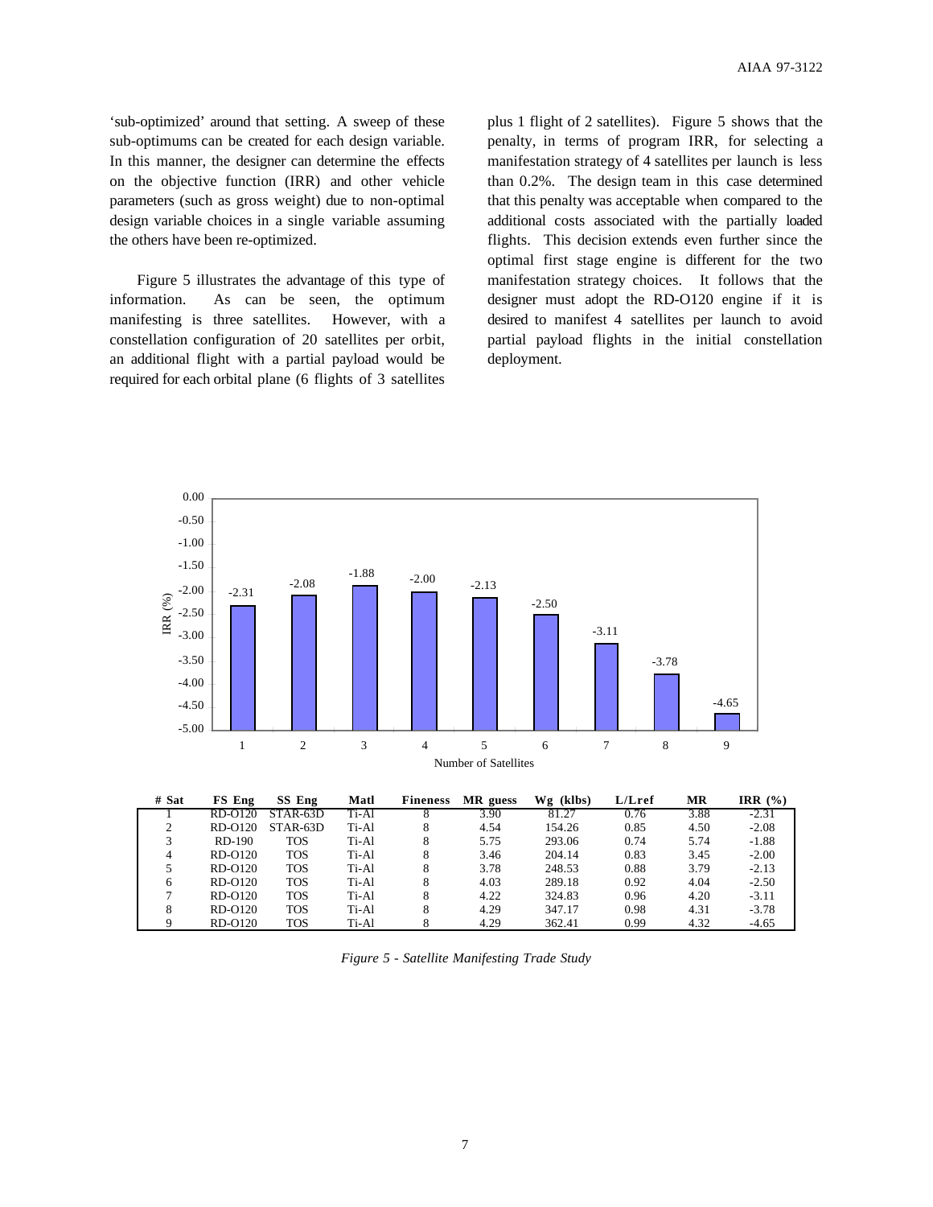'sub-optimized' around that setting. A sweep of these sub-optimums can be created for each design variable. In this manner, the designer can determine the effects on the objective function (IRR) and other vehicle parameters (such as gross weight) due to non-optimal design variable choices in a single variable assuming the others have been re-optimized.

Figure 5 illustrates the advantage of this type of information. As can be seen, the optimum manifesting is three satellites. However, with a constellation configuration of 20 satellites per orbit, an additional flight with a partial payload would be required for each orbital plane (6 flights of 3 satellites plus 1 flight of 2 satellites). Figure 5 shows that the penalty, in terms of program IRR, for selecting a manifestation strategy of 4 satellites per launch is less than 0.2%. The design team in this case determined that this penalty was acceptable when compared to the additional costs associated with the partially loaded flights. This decision extends even further since the optimal first stage engine is different for the two manifestation strategy choices. It follows that the designer must adopt the RD-O120 engine if it is desired to manifest 4 satellites per launch to avoid partial payload flights in the initial constellation deployment.

| # Sat | FS Eng | SS Eng | Matl | Fineness | MR guess | Wg (klbs) | L/Lref | MR | IRR (%) |
|---|---|---|---|---|---|---|---|---|---|
| 1 | RD-O120 | STAR-63D | Ti-Al | 8 | 3.90 | 81.27 | 0.76 | 3.88 | -2.31 |
| 2 | RD-O120 | STAR-63D | Ti-Al | 8 | 4.54 | 154.26 | 0.85 | 4.50 | -2.08 |
| 3 | RD-190 | TOS | Ti-Al | 8 | 5.75 | 293.06 | 0.74 | 5.74 | -1.88 |
| 4 | RD-O120 | TOS | Ti-Al | 8 | 3.46 | 204.14 | 0.83 | 3.45 | -2.00 |
| 5 | RD-O120 | TOS | Ti-Al | 8 | 3.78 | 248.53 | 0.88 | 3.79 | -2.13 |
| 6 | RD-O120 | TOS | Ti-Al | 8 | 4.03 | 289.18 | 0.92 | 4.04 | -2.50 |
| 7 | RD-O120 | TOS | Ti-Al | 8 | 4.22 | 324.83 | 0.96 | 4.20 | -3.11 |
| 8 | RD-O120 | TOS | Ti-Al | 8 | 4.29 | 347.17 | 0.98 | 4.31 | -3.78 |
| 9 | RD-O120 | TOS | Ti-Al | 8 | 4.29 | 362.41 | 0.99 | 4.32 | -4.65 |

*Figure 5 - Satellite Manifesting Trade Study*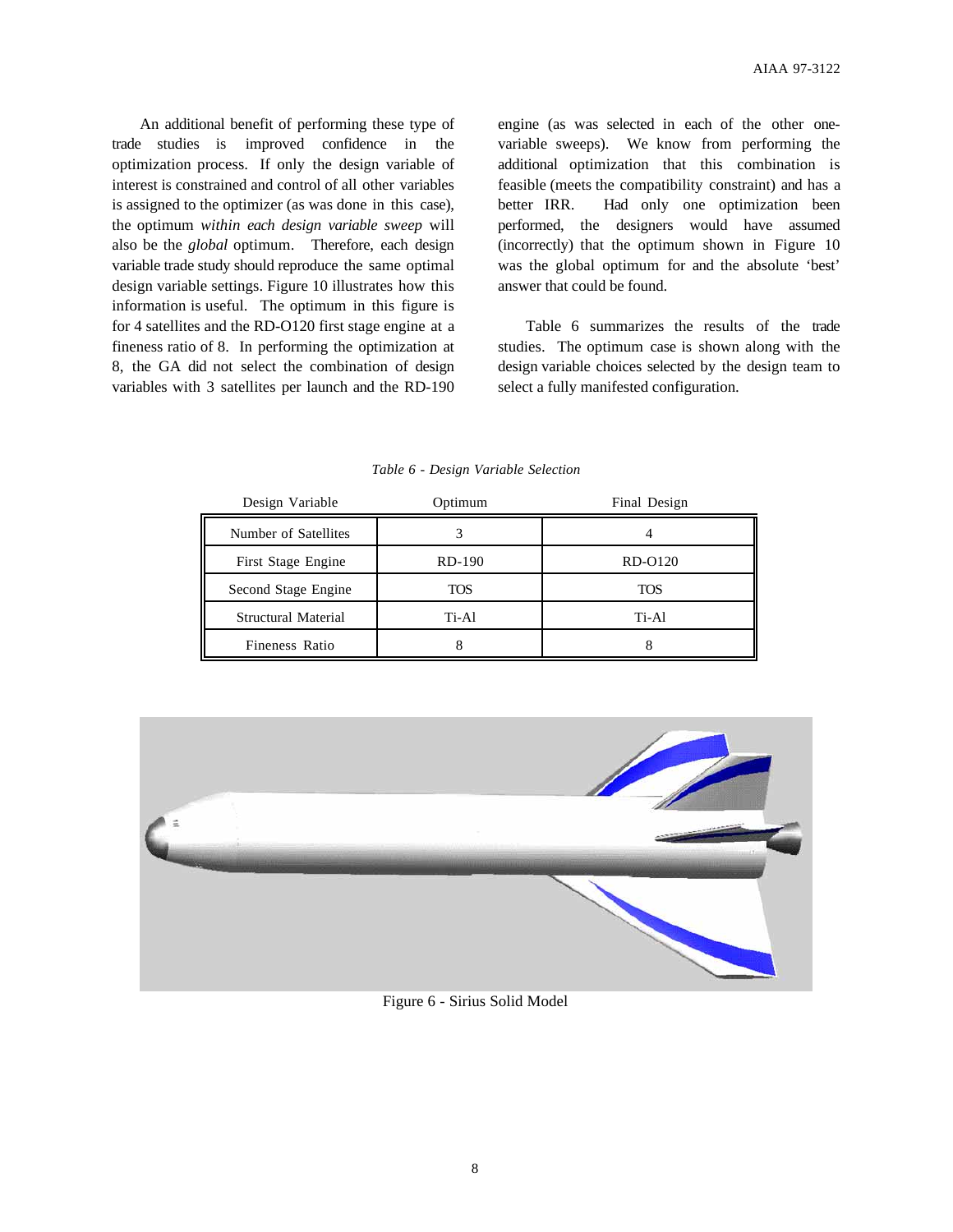An additional benefit of performing these type of trade studies is improved confidence in the optimization process. If only the design variable of interest is constrained and control of all other variables is assigned to the optimizer (as was done in this case), the optimum *within each design variable sweep* will also be the *global* optimum. Therefore, each design variable trade study should reproduce the same optimal design variable settings. Figure 10 illustrates how this information is useful. The optimum in this figure is for 4 satellites and the RD-O120 first stage engine at a fineness ratio of 8. In performing the optimization at 8, the GA did not select the combination of design variables with 3 satellites per launch and the RD-190 engine (as was selected in each of the other one-variable sweeps). We know from performing the additional optimization that this combination is feasible (meets the compatibility constraint) and has a better IRR. Had only one optimization been performed, the designers would have assumed (incorrectly) that the optimum shown in Figure 10 was the global optimum for and the absolute 'best' answer that could be found.

Table 6 summarizes the results of the trade studies. The optimum case is shown along with the design variable choices selected by the design team to select a fully manifested configuration.

*Table 6 - Design Variable Selection*

| Design Variable | Optimum | Final Design |
|---|---|---|
| Number of Satellites | 3 | 4 |
| First Stage Engine | RD-190 | RD-O120 |
| Second Stage Engine | TOS | TOS |
| Structural Material | Ti-Al | Ti-Al |
| Fineness Ratio | 8 | 8 |

Figure 6 - Sirius Solid Model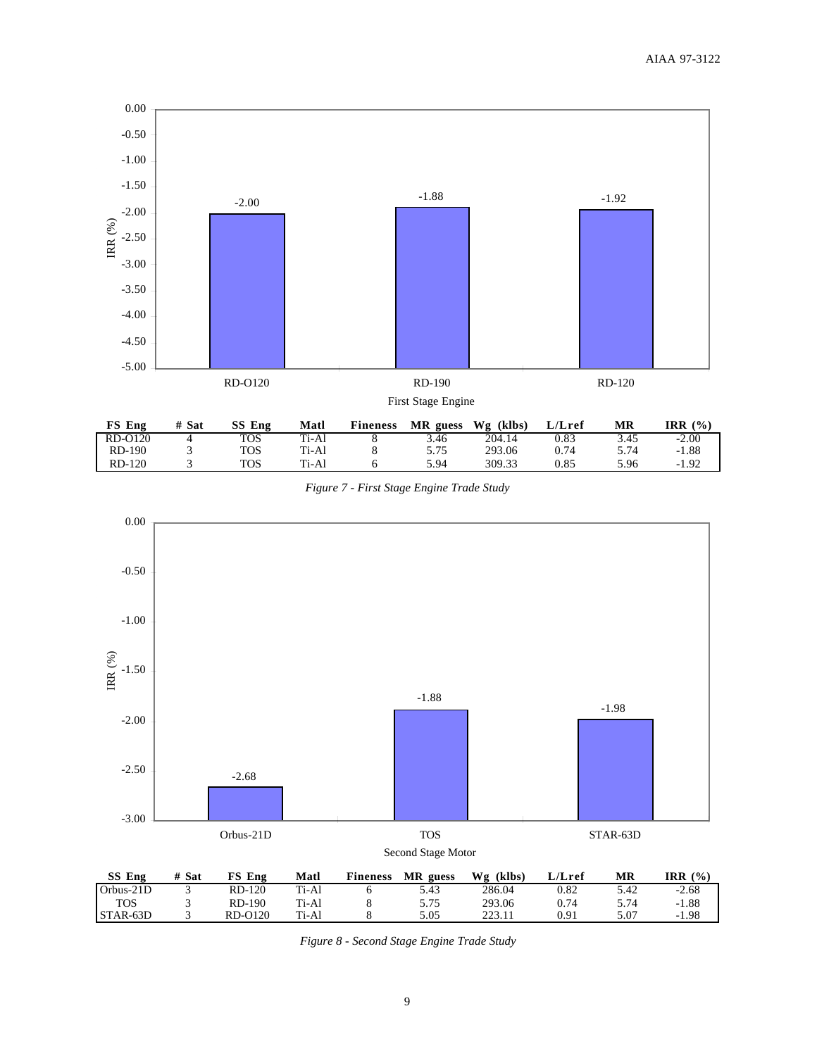| FS Eng | # Sat | SS Eng | Matl | Fineness | MR guess | Wg (klbs) | L/Lref | MR | IRR (%) |
|---|---|---|---|---|---|---|---|---|---|
| RD-O120 | 4 | TOS | Ti-Al | 8 | 3.46 | 204.14 | 0.83 | 3.45 | -2.00 |
| RD-190 | 3 | TOS | Ti-Al | 8 | 5.75 | 293.06 | 0.74 | 5.74 | -1.88 |
| RD-120 | 3 | TOS | Ti-Al | 6 | 5.94 | 309.33 | 0.85 | 5.96 | -1.92 |

*Figure 7 - First Stage Engine Trade Study*

| SS Eng | # Sat | FS Eng | Matl | Fineness | MR guess | Wg (klbs) | L/Lref | MR | IRR (%) |
|---|---|---|---|---|---|---|---|---|---|
| Orbus-21D | 3 | RD-120 | Ti-Al | 6 | 5.43 | 286.04 | 0.82 | 5.42 | -2.68 |
| TOS | 3 | RD-190 | Ti-Al | 8 | 5.75 | 293.06 | 0.74 | 5.74 | -1.88 |
| STAR-63D | 3 | RD-O120 | Ti-Al | 8 | 5.05 | 223.11 | 0.91 | 5.07 | -1.98 |

*Figure 8 - Second Stage Engine Trade Study*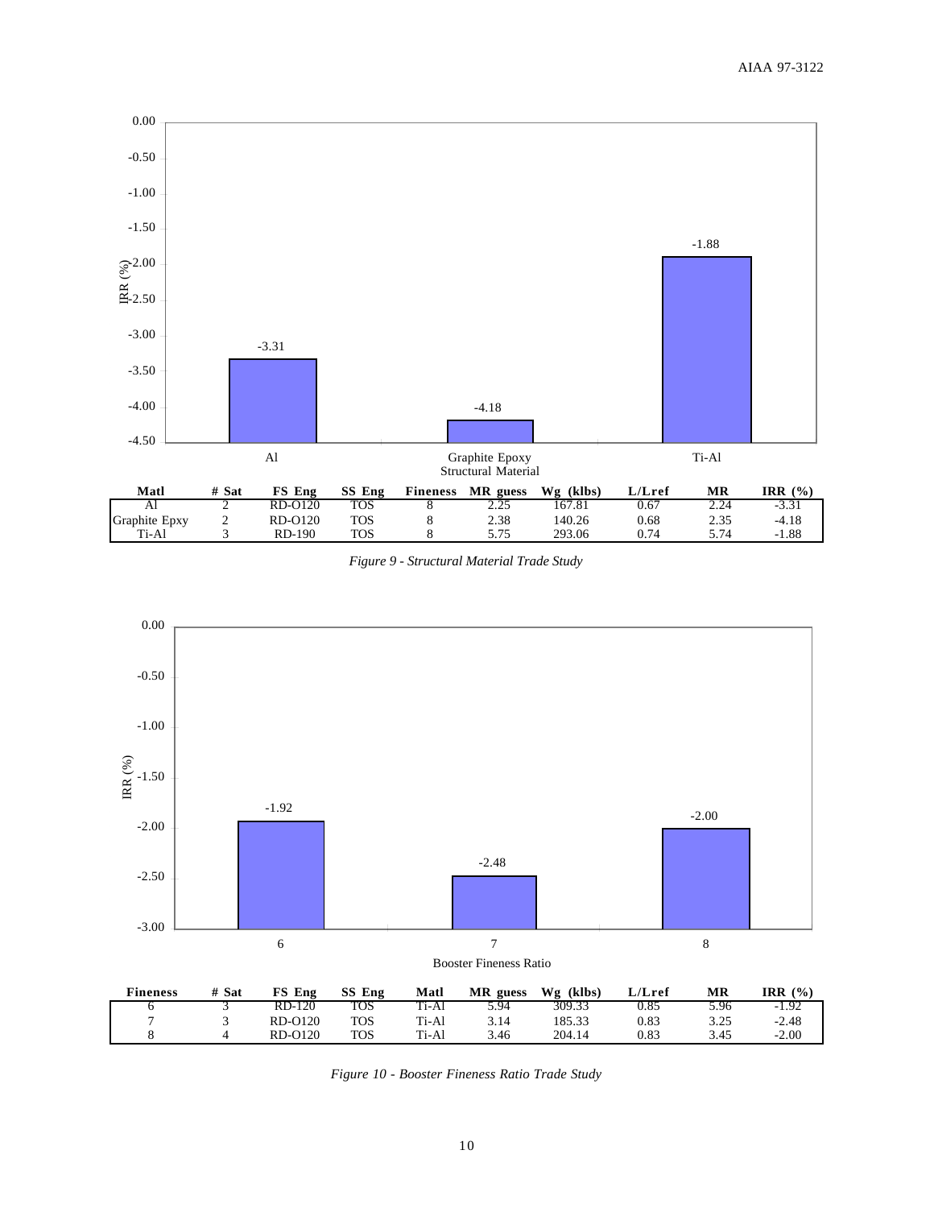| Matl | # Sat | FS Eng | SS Eng | Fineness | MR guess | Wg (klbs) | L/Lref | MR | IRR (%) |
|---|---|---|---|---|---|---|---|---|---|
| Al | 2 | RD-O120 | TOS | 8 | 2.25 | 167.81 | 0.67 | 2.24 | -3.31 |
| Graphite Epxy | 2 | RD-O120 | TOS | 8 | 2.38 | 140.26 | 0.68 | 2.35 | -4.18 |
| Ti-Al | 3 | RD-190 | TOS | 8 | 5.75 | 293.06 | 0.74 | 5.74 | -1.88 |

*Figure 9 - Structural Material Trade Study*

| Fineness | # Sat | FS Eng | SS Eng | Matl | MR guess | Wg (klbs) | L/Lref | MR | IRR (%) |
|---|---|---|---|---|---|---|---|---|---|
| 6 | 3 | RD-120 | TOS | Ti-Al | 5.94 | 309.33 | 0.85 | 5.96 | -1.92 |
| 7 | 3 | RD-O120 | TOS | Ti-Al | 3.14 | 185.33 | 0.83 | 3.25 | -2.48 |
| 8 | 4 | RD-O120 | TOS | Ti-Al | 3.46 | 204.14 | 0.83 | 3.45 | -2.00 |

*Figure 10 - Booster Fineness Ratio Trade Study*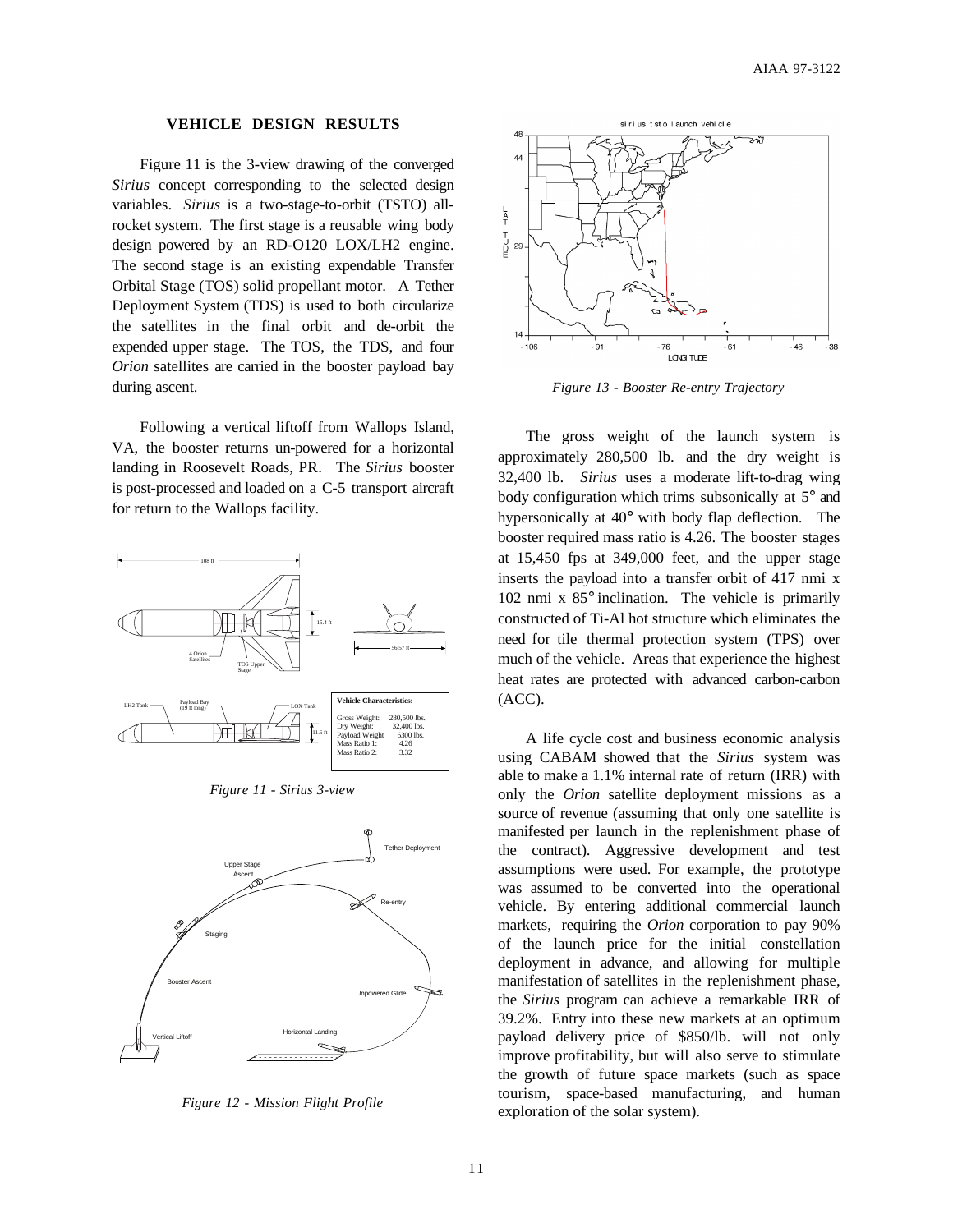## VEHICLE DESIGN RESULTS

Figure 11 is the 3-view drawing of the converged *Sirius* concept corresponding to the selected design variables. *Sirius* is a two-stage-to-orbit (TSTO) all-rocket system. The first stage is a reusable wing body design powered by an RD-O120 LOX/LH2 engine. The second stage is an existing expendable Transfer Orbital Stage (TOS) solid propellant motor. A Tether Deployment System (TDS) is used to both circularize the satellites in the final orbit and de-orbit the expended upper stage. The TOS, the TDS, and four *Orion* satellites are carried in the booster payload bay during ascent.

Following a vertical liftoff from Wallops Island, VA, the booster returns un-powered for a horizontal landing in Roosevelt Roads, PR. The *Sirius* booster is post-processed and loaded on a C-5 transport aircraft for return to the Wallops facility.

| Vehicle Characteristics: | |
|---|---|
| Gross Weight: | 280,500 lbs. |
| Dry Weight: | 32,400 lbs. |
| Payload Weight | 6300 lbs. |
| Mass Ratio 1: | 4.26 |
| Mass Ratio 2: | 3.32 |

*Figure 11 - Sirius 3-view*

*Figure 12 - Mission Flight Profile*

*Figure 13 - Booster Re-entry Trajectory*

The gross weight of the launch system is approximately 280,500 lb. and the dry weight is 32,400 lb. *Sirius* uses a moderate lift-to-drag wing body configuration which trims subsonically at 5° and hypersonically at 40° with body flap deflection. The booster required mass ratio is 4.26. The booster stages at 15,450 fps at 349,000 feet, and the upper stage inserts the payload into a transfer orbit of 417 nmi x 102 nmi x 85° inclination. The vehicle is primarily constructed of Ti-Al hot structure which eliminates the need for tile thermal protection system (TPS) over much of the vehicle. Areas that experience the highest heat rates are protected with advanced carbon-carbon (ACC).

A life cycle cost and business economic analysis using CABAM showed that the *Sirius* system was able to make a 1.1% internal rate of return (IRR) with only the *Orion* satellite deployment missions as a source of revenue (assuming that only one satellite is manifested per launch in the replenishment phase of the contract). Aggressive development and test assumptions were used. For example, the prototype was assumed to be converted into the operational vehicle. By entering additional commercial launch markets, requiring the *Orion* corporation to pay 90% of the launch price for the initial constellation deployment in advance, and allowing for multiple manifestation of satellites in the replenishment phase, the *Sirius* program can achieve a remarkable IRR of 39.2%. Entry into these new markets at an optimum payload delivery price of \$850/lb. will not only improve profitability, but will also serve to stimulate the growth of future space markets (such as space tourism, space-based manufacturing, and human exploration of the solar system).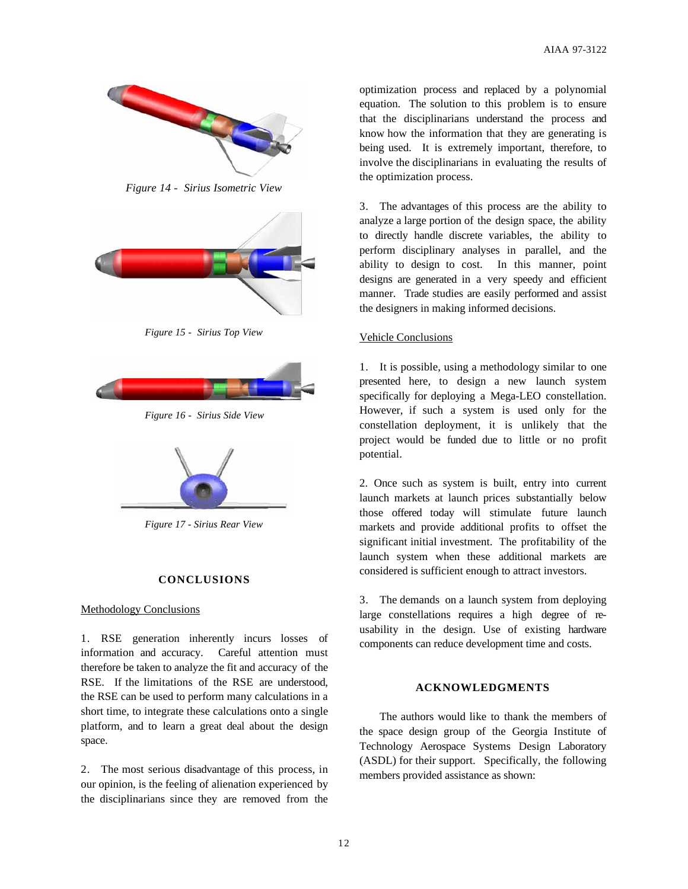*Figure 14 - Sirius Isometric View*

*Figure 15 - Sirius Top View*

*Figure 16 - Sirius Side View*

*Figure 17 - Sirius Rear View*

## CONCLUSIONS

### Methodology Conclusions

1. RSE generation inherently incurs losses of information and accuracy. Careful attention must therefore be taken to analyze the fit and accuracy of the RSE. If the limitations of the RSE are understood, the RSE can be used to perform many calculations in a short time, to integrate these calculations onto a single platform, and to learn a great deal about the design space.

2. The most serious disadvantage of this process, in our opinion, is the feeling of alienation experienced by the disciplinarians since they are removed from the optimization process and replaced by a polynomial equation. The solution to this problem is to ensure that the disciplinarians understand the process and know how the information that they are generating is being used. It is extremely important, therefore, to involve the disciplinarians in evaluating the results of the optimization process.

3. The advantages of this process are the ability to analyze a large portion of the design space, the ability to directly handle discrete variables, the ability to perform disciplinary analyses in parallel, and the ability to design to cost. In this manner, point designs are generated in a very speedy and efficient manner. Trade studies are easily performed and assist the designers in making informed decisions.

### Vehicle Conclusions

1. It is possible, using a methodology similar to one presented here, to design a new launch system specifically for deploying a Mega-LEO constellation. However, if such a system is used only for the constellation deployment, it is unlikely that the project would be funded due to little or no profit potential.

2. Once such as system is built, entry into current launch markets at launch prices substantially below those offered today will stimulate future launch markets and provide additional profits to offset the significant initial investment. The profitability of the launch system when these additional markets are considered is sufficient enough to attract investors.

3. The demands on a launch system from deploying large constellations requires a high degree of re-usability in the design. Use of existing hardware components can reduce development time and costs.

## ACKNOWLEDGMENTS

The authors would like to thank the members of the space design group of the Georgia Institute of Technology Aerospace Systems Design Laboratory (ASDL) for their support. Specifically, the following members provided assistance as shown: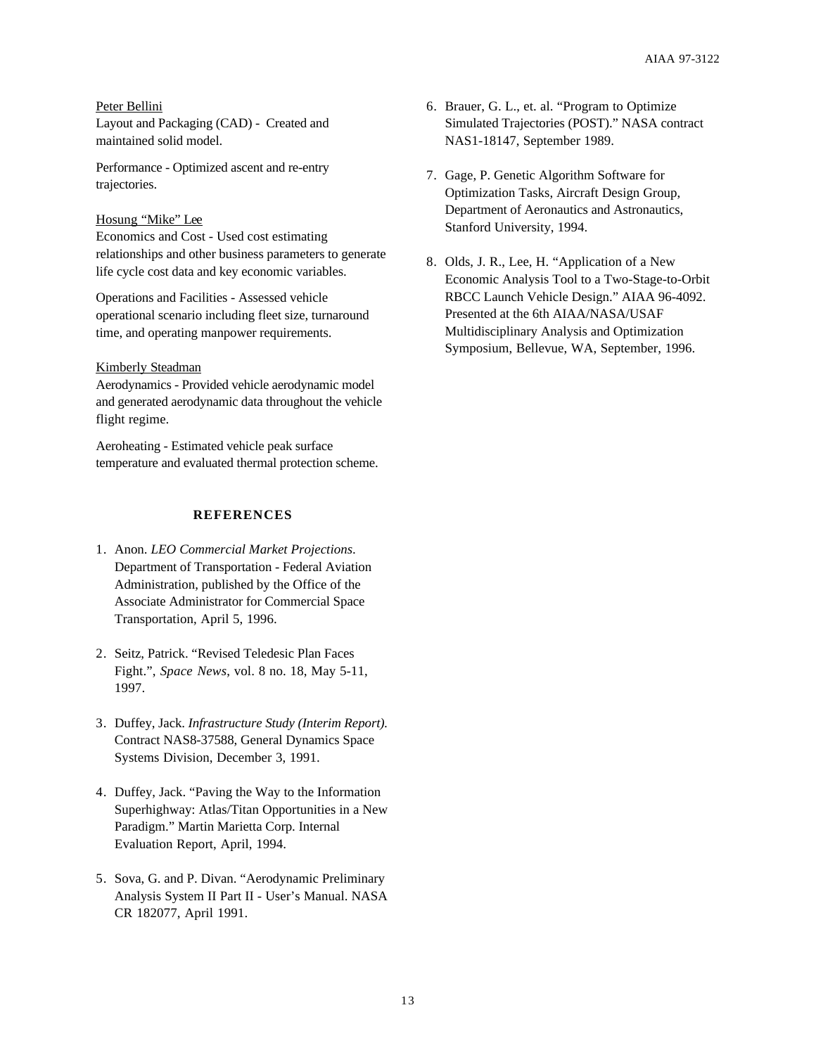Peter Bellini

Layout and Packaging (CAD) - Created and maintained solid model.

Performance - Optimized ascent and re-entry trajectories.

Hosung "Mike" Lee

Economics and Cost - Used cost estimating relationships and other business parameters to generate life cycle cost data and key economic variables.

Operations and Facilities - Assessed vehicle operational scenario including fleet size, turnaround time, and operating manpower requirements.

Kimberly Steadman

Aerodynamics - Provided vehicle aerodynamic model and generated aerodynamic data throughout the vehicle flight regime.

Aeroheating - Estimated vehicle peak surface temperature and evaluated thermal protection scheme.

## REFERENCES

1. Anon. *LEO Commercial Market Projections*. Department of Transportation - Federal Aviation Administration, published by the Office of the Associate Administrator for Commercial Space Transportation, April 5, 1996.

2. Seitz, Patrick. "Revised Teledesic Plan Faces Fight.", *Space News*, vol. 8 no. 18, May 5-11, 1997.

3. Duffey, Jack. *Infrastructure Study (Interim Report).* Contract NAS8-37588, General Dynamics Space Systems Division, December 3, 1991.

4. Duffey, Jack. "Paving the Way to the Information Superhighway: Atlas/Titan Opportunities in a New Paradigm." Martin Marietta Corp. Internal Evaluation Report, April, 1994.

5. Sova, G. and P. Divan. "Aerodynamic Preliminary Analysis System II Part II - User's Manual. NASA CR 182077, April 1991.

6. Brauer, G. L., et. al. "Program to Optimize Simulated Trajectories (POST)." NASA contract NAS1-18147, September 1989.

7. Gage, P. Genetic Algorithm Software for Optimization Tasks, Aircraft Design Group, Department of Aeronautics and Astronautics, Stanford University, 1994.

8. Olds, J. R., Lee, H. "Application of a New Economic Analysis Tool to a Two-Stage-to-Orbit RBCC Launch Vehicle Design." AIAA 96-4092. Presented at the 6th AIAA/NASA/USAF Multidisciplinary Analysis and Optimization Symposium, Bellevue, WA, September, 1996.